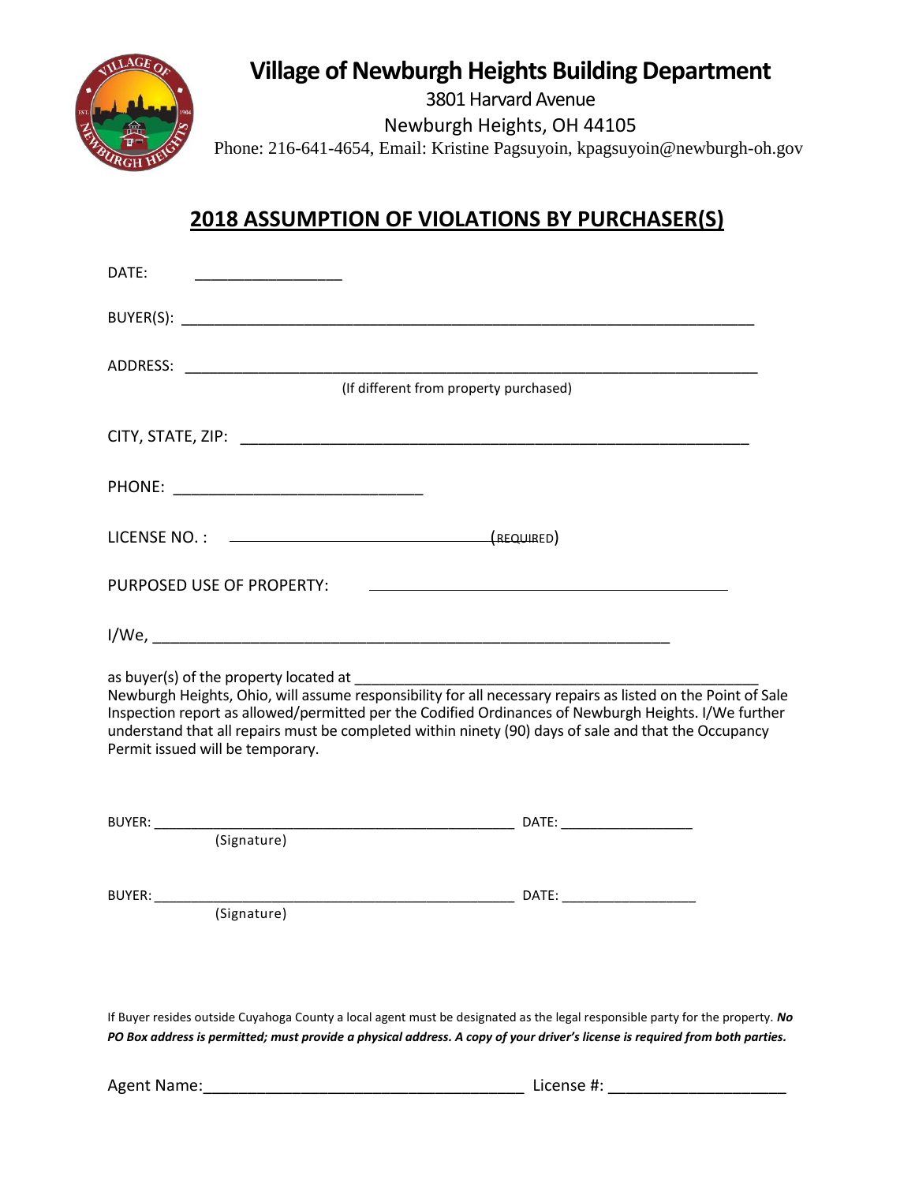# Village of Newburgh Heights Building Department

3801 Harvard Avenue

Newburgh Heights, OH 44105

Phone: 216-641-4654, Email: Kristine Pagsuyoin, kpagsuyoin@newburgh-oh.gov

## 2018 ASSUMPTION OF VIOLATIONS BY PURCHASER(S)

DATE: _________________

BUYER(S): ___________________________________________________________________

ADDRESS: ___________________________________________________________________

(If different from property purchased)

CITY, STATE, ZIP: ___________________________________________________________

PHONE: ____________________________

LICENSE NO. : ______________________________ (REQUIRED)

PURPOSED USE OF PROPERTY: __________________________________________

I/We, ___________________________________________________________

as buyer(s) of the property located at ______________________________________________
Newburgh Heights, Ohio, will assume responsibility for all necessary repairs as listed on the Point of Sale Inspection report as allowed/permitted per the Codified Ordinances of Newburgh Heights. I/We further understand that all repairs must be completed within ninety (90) days of sale and that the Occupancy Permit issued will be temporary.

BUYER: ________________________________________________ DATE: _________________
(Signature)

BUYER: ________________________________________________ DATE: _________________
(Signature)

If Buyer resides outside Cuyahoga County a local agent must be designated as the legal responsible party for the property. ***No PO Box address is permitted; must provide a physical address. A copy of your driver's license is required from both parties.***

Agent Name:_____________________________________ License #: ____________________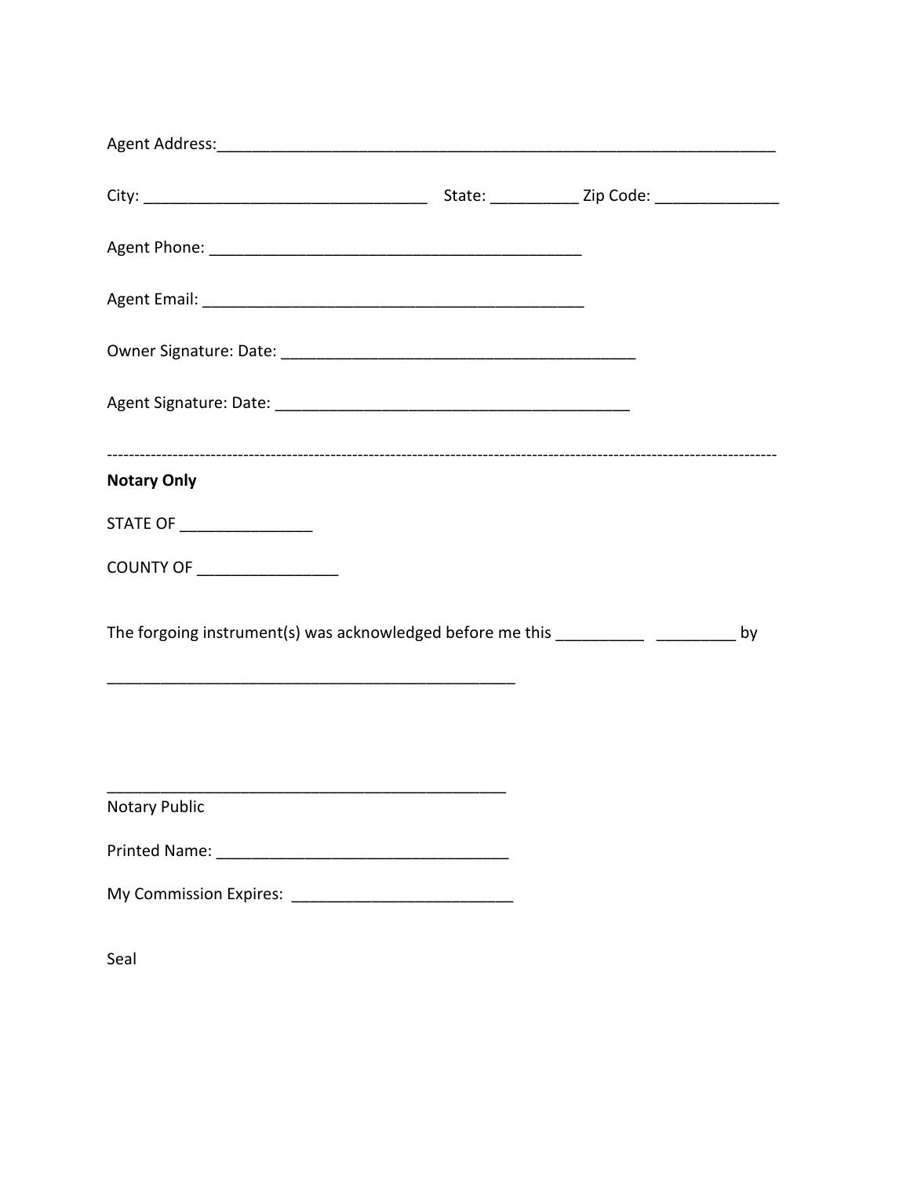Agent Address:_______________________________________________________________

City: ________________________________ State: __________ Zip Code: ______________

Agent Phone: ___________________________________________

Agent Email: ____________________________________________

Owner Signature: Date: _________________________________________

Agent Signature: Date: _________________________________________

---

**Notary Only**

STATE OF _______________

COUNTY OF ________________

The forgoing instrument(s) was acknowledged before me this __________ _________ by

_______________________________________________

_______________________________________________

Notary Public

Printed Name: _________________________________

My Commission Expires: _________________________

Seal